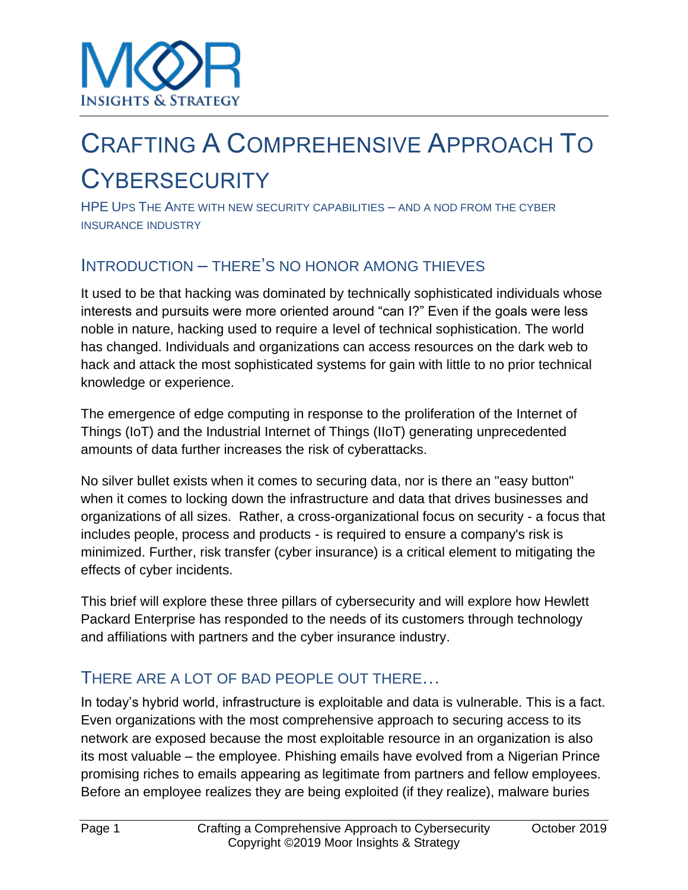# Crafting A Comprehensive Approach To Cybersecurity

HPE Ups The Ante with new security capabilities – and a nod from the cyber insurance industry

## Introduction – There's No Honor Among Thieves

It used to be that hacking was dominated by technically sophisticated individuals whose interests and pursuits were more oriented around "can I?" Even if the goals were less noble in nature, hacking used to require a level of technical sophistication. The world has changed. Individuals and organizations can access resources on the dark web to hack and attack the most sophisticated systems for gain with little to no prior technical knowledge or experience.

The emergence of edge computing in response to the proliferation of the Internet of Things (IoT) and the Industrial Internet of Things (IIoT) generating unprecedented amounts of data further increases the risk of cyberattacks.

No silver bullet exists when it comes to securing data, nor is there an "easy button" when it comes to locking down the infrastructure and data that drives businesses and organizations of all sizes. Rather, a cross-organizational focus on security - a focus that includes people, process and products - is required to ensure a company's risk is minimized. Further, risk transfer (cyber insurance) is a critical element to mitigating the effects of cyber incidents.

This brief will explore these three pillars of cybersecurity and will explore how Hewlett Packard Enterprise has responded to the needs of its customers through technology and affiliations with partners and the cyber insurance industry.

## There Are A Lot Of Bad People Out There…

In today's hybrid world, infrastructure is exploitable and data is vulnerable. This is a fact. Even organizations with the most comprehensive approach to securing access to its network are exposed because the most exploitable resource in an organization is also its most valuable – the employee. Phishing emails have evolved from a Nigerian Prince promising riches to emails appearing as legitimate from partners and fellow employees. Before an employee realizes they are being exploited (if they realize), malware buries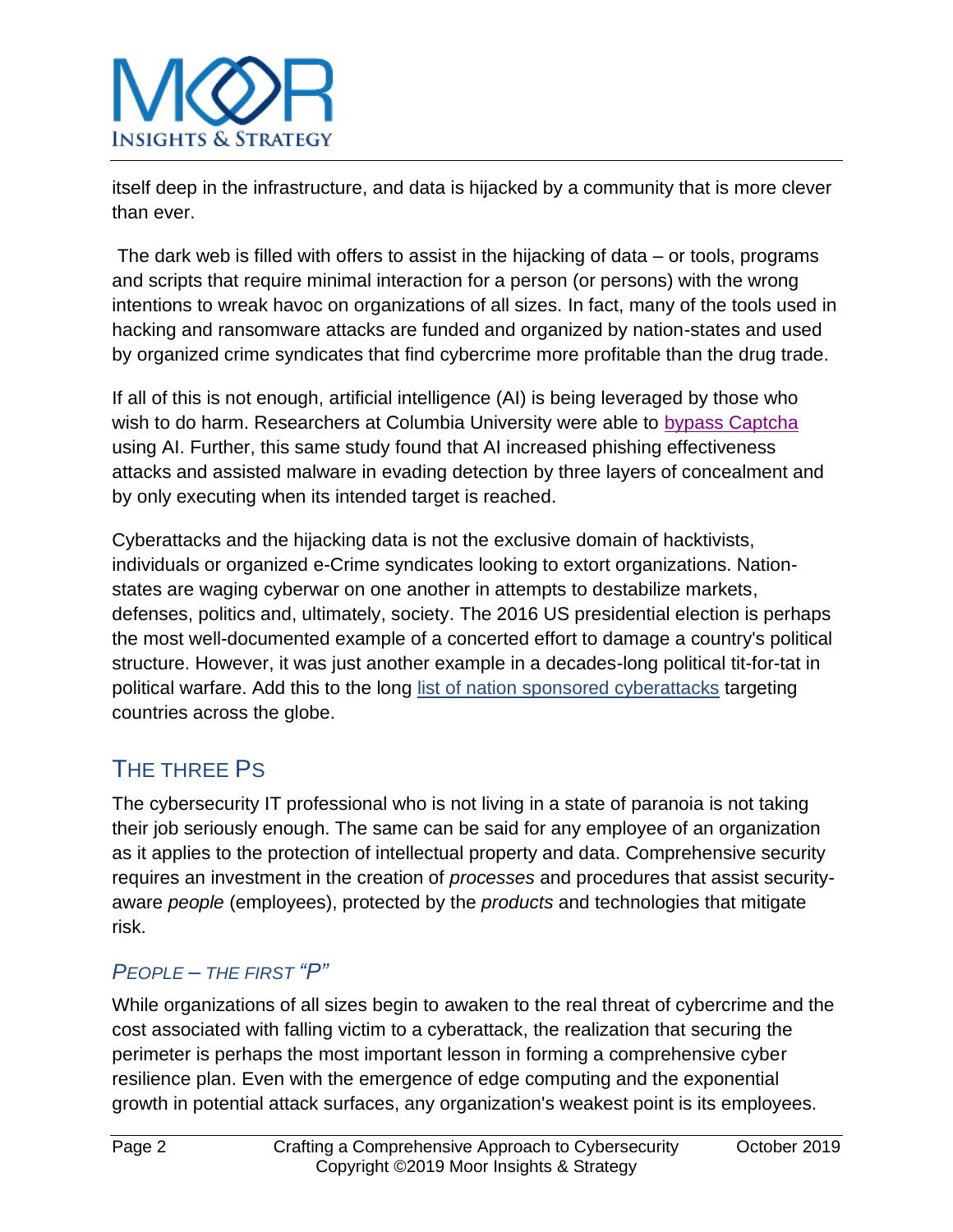itself deep in the infrastructure, and data is hijacked by a community that is more clever than ever.

The dark web is filled with offers to assist in the hijacking of data – or tools, programs and scripts that require minimal interaction for a person (or persons) with the wrong intentions to wreak havoc on organizations of all sizes. In fact, many of the tools used in hacking and ransomware attacks are funded and organized by nation-states and used by organized crime syndicates that find cybercrime more profitable than the drug trade.

If all of this is not enough, artificial intelligence (AI) is being leveraged by those who wish to do harm. Researchers at Columbia University were able to bypass Captcha using AI. Further, this same study found that AI increased phishing effectiveness attacks and assisted malware in evading detection by three layers of concealment and by only executing when its intended target is reached.

Cyberattacks and the hijacking data is not the exclusive domain of hacktivists, individuals or organized e-Crime syndicates looking to extort organizations. Nation-states are waging cyberwar on one another in attempts to destabilize markets, defenses, politics and, ultimately, society. The 2016 US presidential election is perhaps the most well-documented example of a concerted effort to damage a country's political structure. However, it was just another example in a decades-long political tit-for-tat in political warfare. Add this to the long list of nation sponsored cyberattacks targeting countries across the globe.

## THE THREE PS

The cybersecurity IT professional who is not living in a state of paranoia is not taking their job seriously enough. The same can be said for any employee of an organization as it applies to the protection of intellectual property and data. Comprehensive security requires an investment in the creation of *processes* and procedures that assist security-aware *people* (employees), protected by the *products* and technologies that mitigate risk.

### *PEOPLE – THE FIRST "P"*

While organizations of all sizes begin to awaken to the real threat of cybercrime and the cost associated with falling victim to a cyberattack, the realization that securing the perimeter is perhaps the most important lesson in forming a comprehensive cyber resilience plan. Even with the emergence of edge computing and the exponential growth in potential attack surfaces, any organization's weakest point is its employees.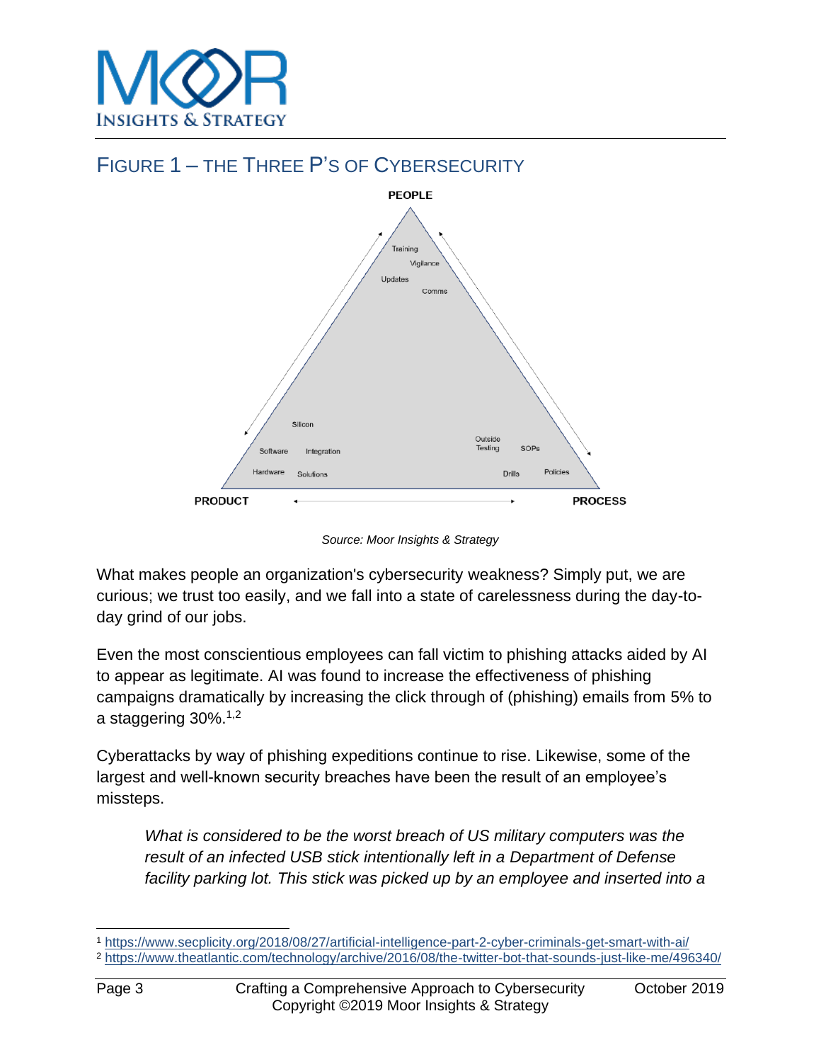## FIGURE 1 – THE THREE P'S OF CYBERSECURITY

PEOPLE

Training
Vigilance
Updates
Comms

Silicon
Software
Integration
Hardware
Solutions

Outside Testing
SOPs
Drills
Policies

PRODUCT PROCESS

*Source: Moor Insights & Strategy*

What makes people an organization's cybersecurity weakness? Simply put, we are curious; we trust too easily, and we fall into a state of carelessness during the day-to-day grind of our jobs.

Even the most conscientious employees can fall victim to phishing attacks aided by AI to appear as legitimate. AI was found to increase the effectiveness of phishing campaigns dramatically by increasing the click through of (phishing) emails from 5% to a staggering 30%.[1,2]

Cyberattacks by way of phishing expeditions continue to rise. Likewise, some of the largest and well-known security breaches have been the result of an employee's missteps.

> *What is considered to be the worst breach of US military computers was the result of an infected USB stick intentionally left in a Department of Defense facility parking lot. This stick was picked up by an employee and inserted into a*

---

[1] https://www.secplicity.org/2018/08/27/artificial-intelligence-part-2-cyber-criminals-get-smart-with-ai/

[2] https://www.theatlantic.com/technology/archive/2016/08/the-twitter-bot-that-sounds-just-like-me/496340/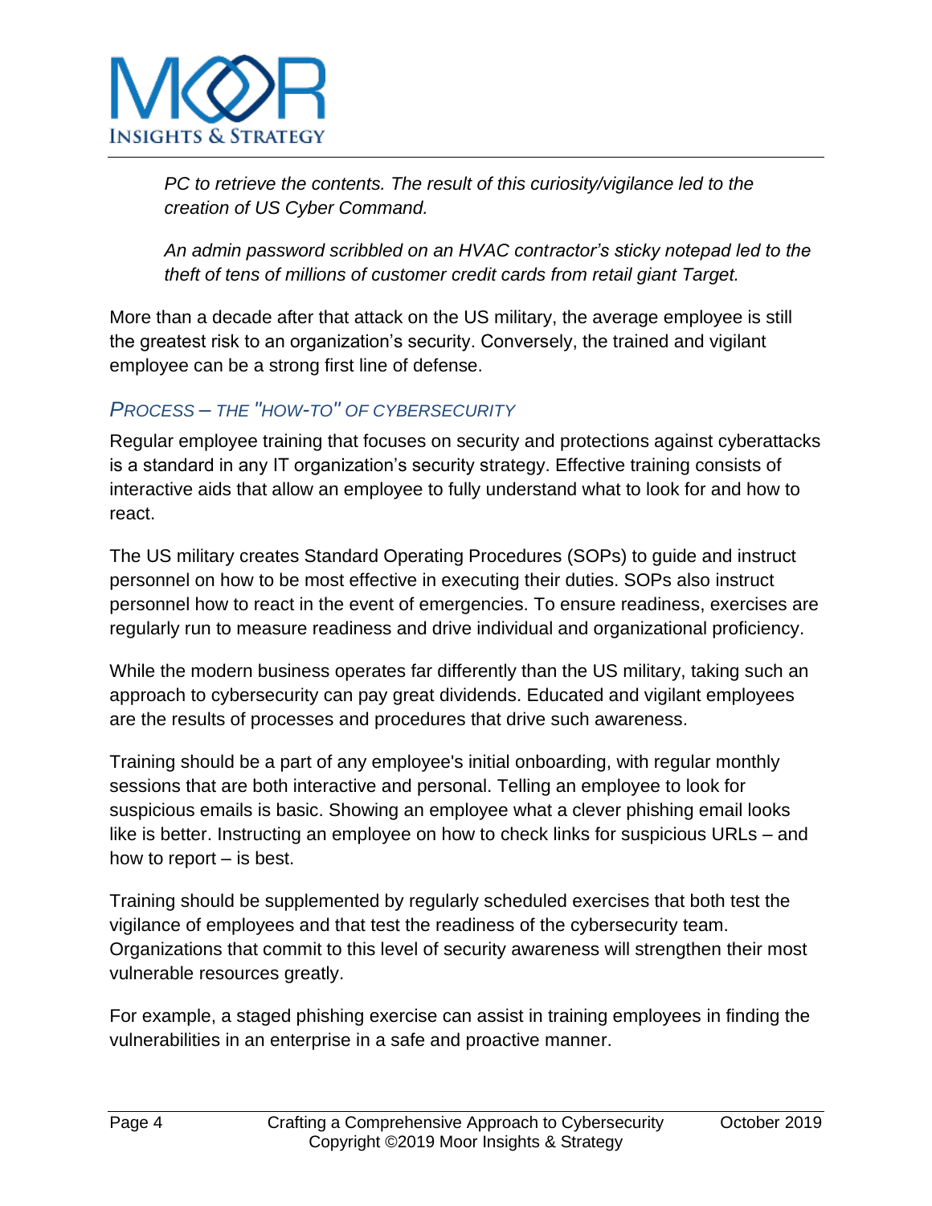*PC to retrieve the contents. The result of this curiosity/vigilance led to the creation of US Cyber Command.*

*An admin password scribbled on an HVAC contractor's sticky notepad led to the theft of tens of millions of customer credit cards from retail giant Target.*

More than a decade after that attack on the US military, the average employee is still the greatest risk to an organization's security. Conversely, the trained and vigilant employee can be a strong first line of defense.

### *PROCESS – THE "HOW-TO" OF CYBERSECURITY*

Regular employee training that focuses on security and protections against cyberattacks is a standard in any IT organization's security strategy. Effective training consists of interactive aids that allow an employee to fully understand what to look for and how to react.

The US military creates Standard Operating Procedures (SOPs) to guide and instruct personnel on how to be most effective in executing their duties. SOPs also instruct personnel how to react in the event of emergencies. To ensure readiness, exercises are regularly run to measure readiness and drive individual and organizational proficiency.

While the modern business operates far differently than the US military, taking such an approach to cybersecurity can pay great dividends. Educated and vigilant employees are the results of processes and procedures that drive such awareness.

Training should be a part of any employee's initial onboarding, with regular monthly sessions that are both interactive and personal. Telling an employee to look for suspicious emails is basic. Showing an employee what a clever phishing email looks like is better. Instructing an employee on how to check links for suspicious URLs – and how to report – is best.

Training should be supplemented by regularly scheduled exercises that both test the vigilance of employees and that test the readiness of the cybersecurity team. Organizations that commit to this level of security awareness will strengthen their most vulnerable resources greatly.

For example, a staged phishing exercise can assist in training employees in finding the vulnerabilities in an enterprise in a safe and proactive manner.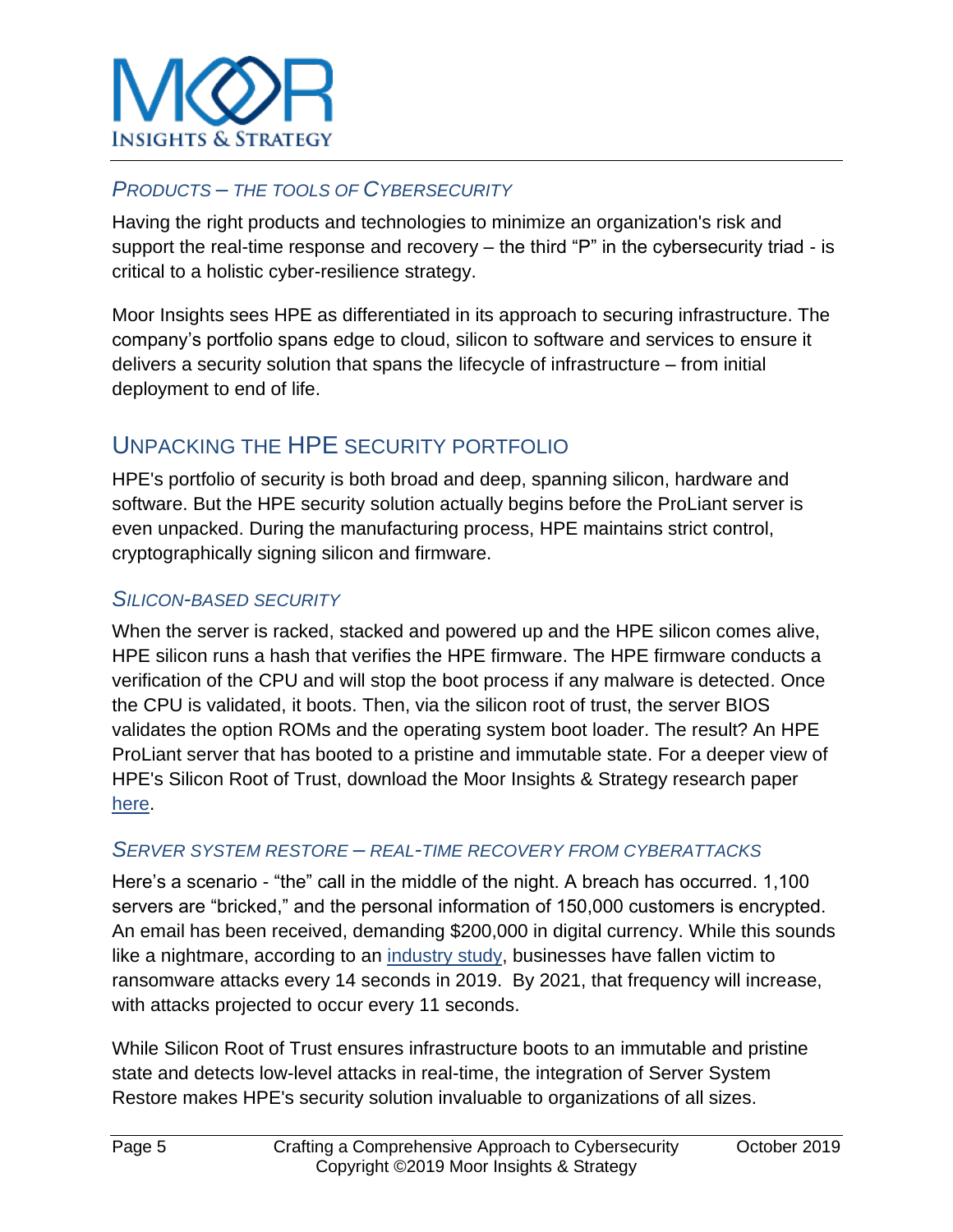### *Products – The Tools of Cybersecurity*

Having the right products and technologies to minimize an organization's risk and support the real-time response and recovery – the third "P" in the cybersecurity triad - is critical to a holistic cyber-resilience strategy.

Moor Insights sees HPE as differentiated in its approach to securing infrastructure. The company's portfolio spans edge to cloud, silicon to software and services to ensure it delivers a security solution that spans the lifecycle of infrastructure – from initial deployment to end of life.

## Unpacking the HPE Security Portfolio

HPE's portfolio of security is both broad and deep, spanning silicon, hardware and software. But the HPE security solution actually begins before the ProLiant server is even unpacked. During the manufacturing process, HPE maintains strict control, cryptographically signing silicon and firmware.

### *Silicon-Based Security*

When the server is racked, stacked and powered up and the HPE silicon comes alive, HPE silicon runs a hash that verifies the HPE firmware. The HPE firmware conducts a verification of the CPU and will stop the boot process if any malware is detected. Once the CPU is validated, it boots. Then, via the silicon root of trust, the server BIOS validates the option ROMs and the operating system boot loader. The result? An HPE ProLiant server that has booted to a pristine and immutable state. For a deeper view of HPE's Silicon Root of Trust, download the Moor Insights & Strategy research paper here.

### *Server System Restore – Real-Time Recovery from Cyberattacks*

Here's a scenario - "the" call in the middle of the night. A breach has occurred. 1,100 servers are "bricked," and the personal information of 150,000 customers is encrypted. An email has been received, demanding $200,000 in digital currency. While this sounds like a nightmare, according to an industry study, businesses have fallen victim to ransomware attacks every 14 seconds in 2019. By 2021, that frequency will increase, with attacks projected to occur every 11 seconds.

While Silicon Root of Trust ensures infrastructure boots to an immutable and pristine state and detects low-level attacks in real-time, the integration of Server System Restore makes HPE's security solution invaluable to organizations of all sizes.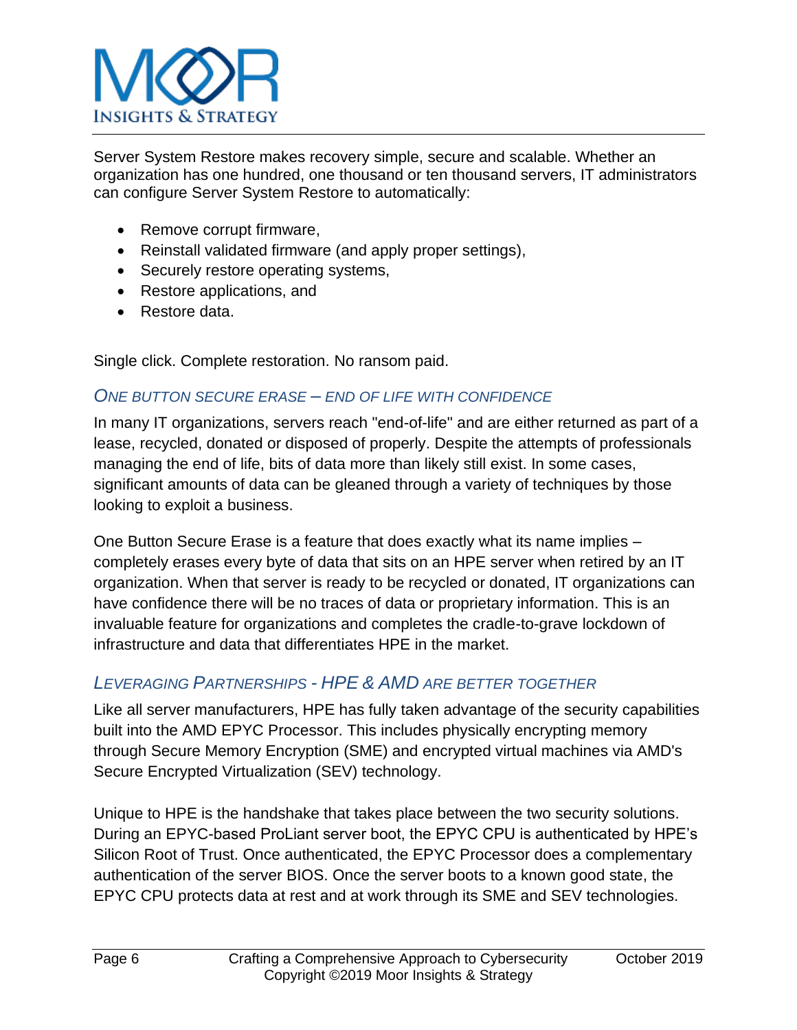Server System Restore makes recovery simple, secure and scalable. Whether an organization has one hundred, one thousand or ten thousand servers, IT administrators can configure Server System Restore to automatically:

- Remove corrupt firmware,
- Reinstall validated firmware (and apply proper settings),
- Securely restore operating systems,
- Restore applications, and
- Restore data.

Single click. Complete restoration. No ransom paid.

### *ONE BUTTON SECURE ERASE – END OF LIFE WITH CONFIDENCE*

In many IT organizations, servers reach "end-of-life" and are either returned as part of a lease, recycled, donated or disposed of properly. Despite the attempts of professionals managing the end of life, bits of data more than likely still exist. In some cases, significant amounts of data can be gleaned through a variety of techniques by those looking to exploit a business.

One Button Secure Erase is a feature that does exactly what its name implies – completely erases every byte of data that sits on an HPE server when retired by an IT organization. When that server is ready to be recycled or donated, IT organizations can have confidence there will be no traces of data or proprietary information. This is an invaluable feature for organizations and completes the cradle-to-grave lockdown of infrastructure and data that differentiates HPE in the market.

### *LEVERAGING PARTNERSHIPS - HPE & AMD ARE BETTER TOGETHER*

Like all server manufacturers, HPE has fully taken advantage of the security capabilities built into the AMD EPYC Processor. This includes physically encrypting memory through Secure Memory Encryption (SME) and encrypted virtual machines via AMD's Secure Encrypted Virtualization (SEV) technology.

Unique to HPE is the handshake that takes place between the two security solutions. During an EPYC-based ProLiant server boot, the EPYC CPU is authenticated by HPE's Silicon Root of Trust. Once authenticated, the EPYC Processor does a complementary authentication of the server BIOS. Once the server boots to a known good state, the EPYC CPU protects data at rest and at work through its SME and SEV technologies.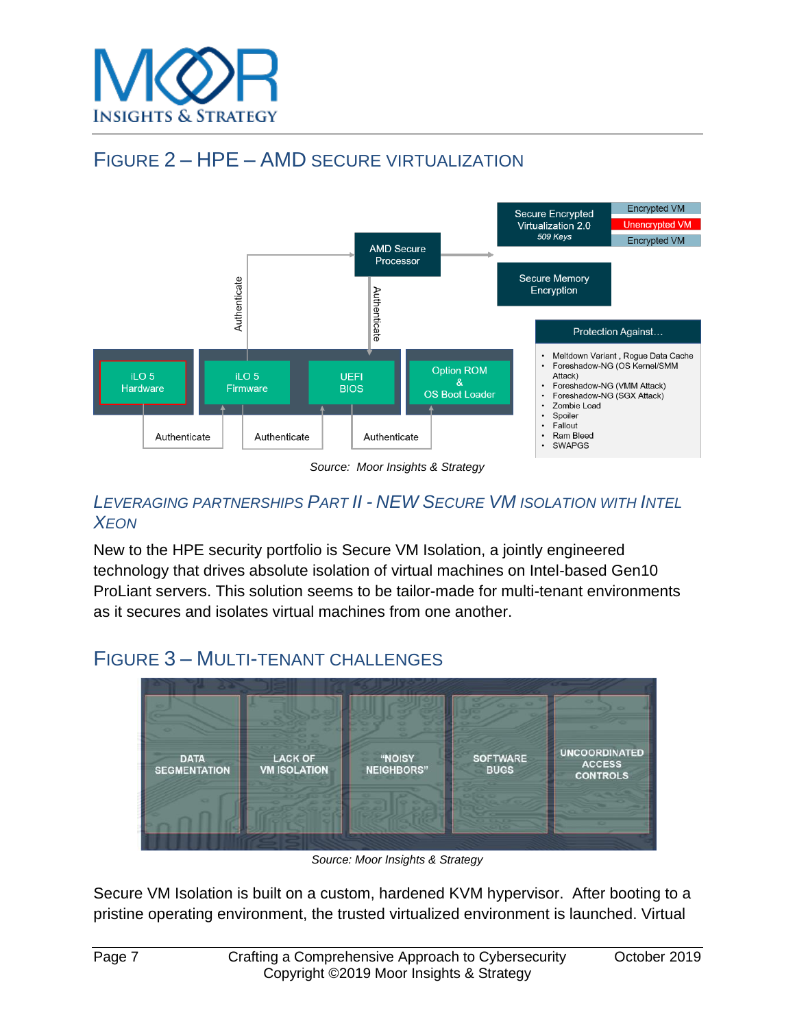## FIGURE 2 – HPE – AMD SECURE VIRTUALIZATION

Secure Encrypted Virtualization 2.0
*509 Keys*

Encrypted VM
Unencrypted VM
Encrypted VM

AMD Secure Processor

Secure Memory Encryption

Authenticate

Authenticate

iLO 5 Hardware

iLO 5 Firmware

UEFI BIOS

Option ROM & OS Boot Loader

Authenticate

Authenticate

Authenticate

Protection Against…

- Meltdown Variant , Rogue Data Cache
- Foreshadow-NG (OS Kernel/SMM Attack)
- Foreshadow-NG (VMM Attack)
- Foreshadow-NG (SGX Attack)
- Zombie Load
- Spoiler
- Fallout
- Ram Bleed
- SWAPGS

*Source: Moor Insights & Strategy*

### *LEVERAGING PARTNERSHIPS PART II - NEW SECURE VM ISOLATION WITH INTEL XEON*

New to the HPE security portfolio is Secure VM Isolation, a jointly engineered technology that drives absolute isolation of virtual machines on Intel-based Gen10 ProLiant servers. This solution seems to be tailor-made for multi-tenant environments as it secures and isolates virtual machines from one another.

## FIGURE 3 – MULTI-TENANT CHALLENGES

DATA SEGMENTATION

LACK OF VM ISOLATION

"NOISY NEIGHBORS"

SOFTWARE BUGS

UNCOORDINATED ACCESS CONTROLS

*Source: Moor Insights & Strategy*

Secure VM Isolation is built on a custom, hardened KVM hypervisor. After booting to a pristine operating environment, the trusted virtualized environment is launched. Virtual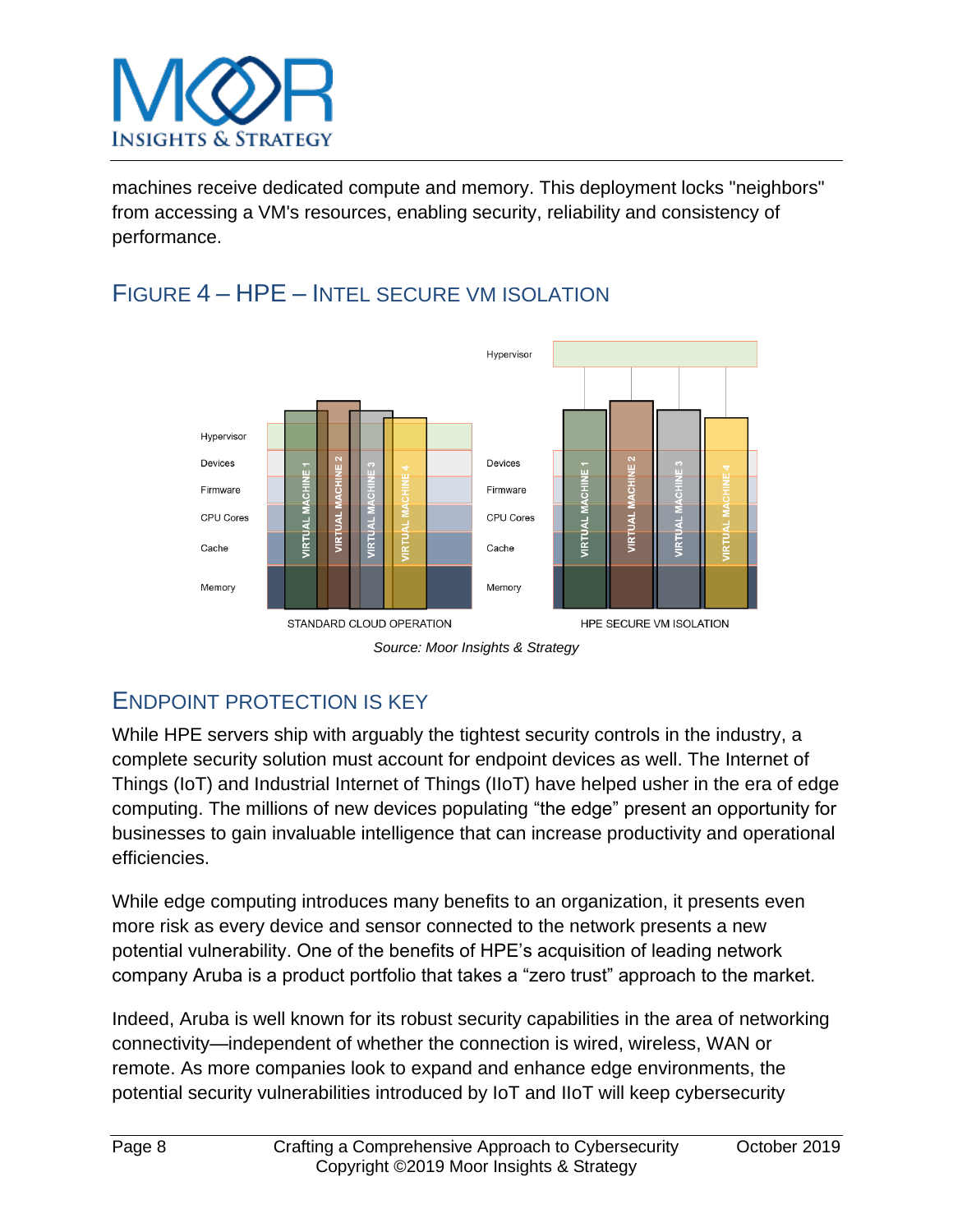machines receive dedicated compute and memory. This deployment locks "neighbors" from accessing a VM's resources, enabling security, reliability and consistency of performance.

## FIGURE 4 – HPE – INTEL SECURE VM ISOLATION

*Source: Moor Insights & Strategy*

## ENDPOINT PROTECTION IS KEY

While HPE servers ship with arguably the tightest security controls in the industry, a complete security solution must account for endpoint devices as well. The Internet of Things (IoT) and Industrial Internet of Things (IIoT) have helped usher in the era of edge computing. The millions of new devices populating "the edge" present an opportunity for businesses to gain invaluable intelligence that can increase productivity and operational efficiencies.

While edge computing introduces many benefits to an organization, it presents even more risk as every device and sensor connected to the network presents a new potential vulnerability. One of the benefits of HPE's acquisition of leading network company Aruba is a product portfolio that takes a "zero trust" approach to the market.

Indeed, Aruba is well known for its robust security capabilities in the area of networking connectivity—independent of whether the connection is wired, wireless, WAN or remote. As more companies look to expand and enhance edge environments, the potential security vulnerabilities introduced by IoT and IIoT will keep cybersecurity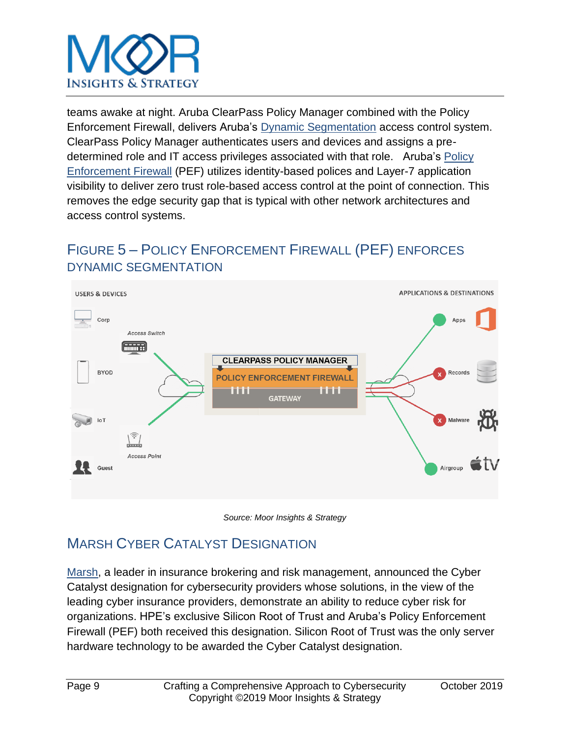teams awake at night. Aruba ClearPass Policy Manager combined with the Policy Enforcement Firewall, delivers Aruba's Dynamic Segmentation access control system. ClearPass Policy Manager authenticates users and devices and assigns a pre-determined role and IT access privileges associated with that role. Aruba's Policy Enforcement Firewall (PEF) utilizes identity-based polices and Layer-7 application visibility to deliver zero trust role-based access control at the point of connection. This removes the edge security gap that is typical with other network architectures and access control systems.

## Figure 5 – Policy Enforcement Firewall (PEF) enforces Dynamic Segmentation

*Source: Moor Insights & Strategy*

## Marsh Cyber Catalyst Designation

Marsh, a leader in insurance brokering and risk management, announced the Cyber Catalyst designation for cybersecurity providers whose solutions, in the view of the leading cyber insurance providers, demonstrate an ability to reduce cyber risk for organizations. HPE's exclusive Silicon Root of Trust and Aruba's Policy Enforcement Firewall (PEF) both received this designation. Silicon Root of Trust was the only server hardware technology to be awarded the Cyber Catalyst designation.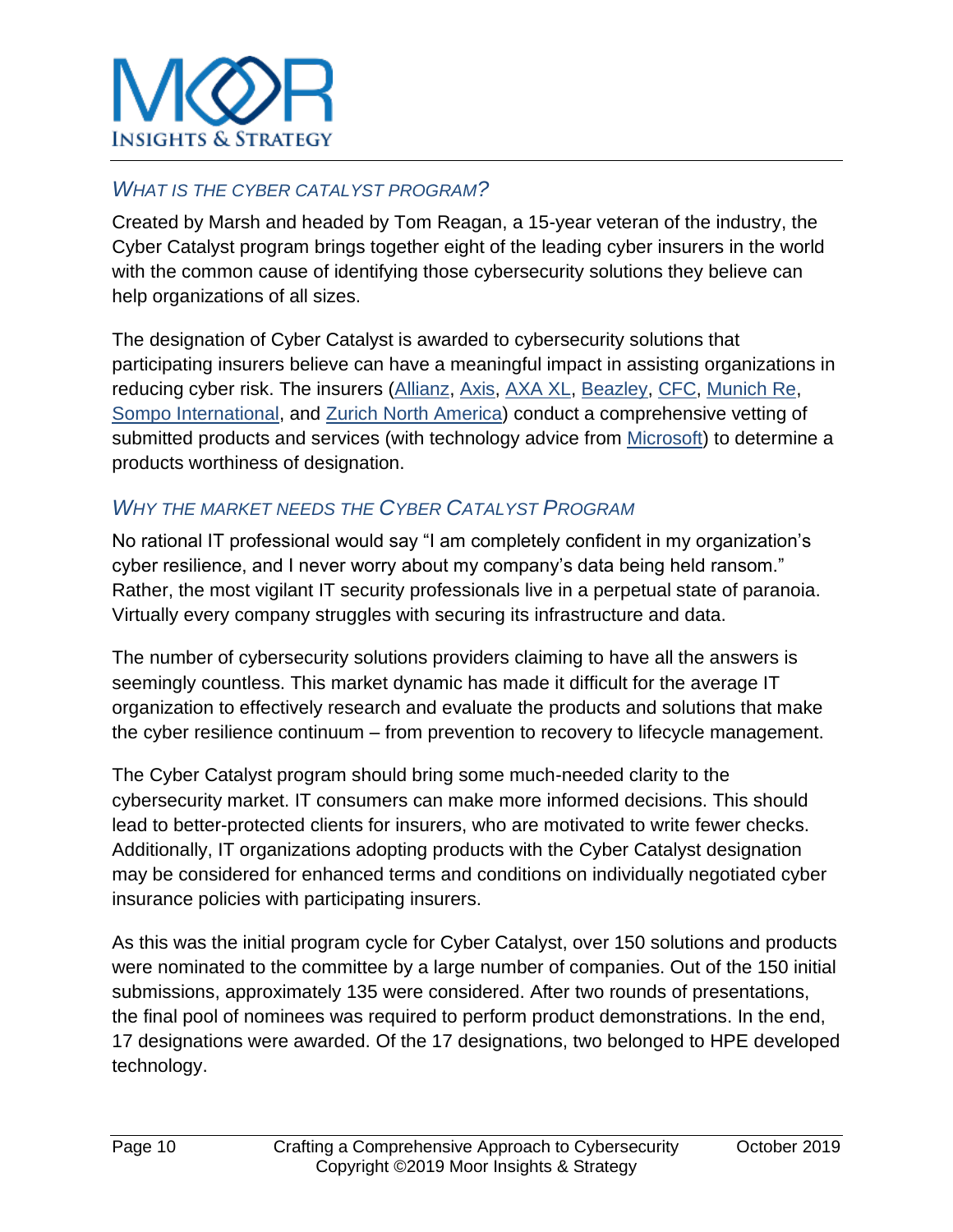## *What is the Cyber Catalyst Program?*

Created by Marsh and headed by Tom Reagan, a 15-year veteran of the industry, the Cyber Catalyst program brings together eight of the leading cyber insurers in the world with the common cause of identifying those cybersecurity solutions they believe can help organizations of all sizes.

The designation of Cyber Catalyst is awarded to cybersecurity solutions that participating insurers believe can have a meaningful impact in assisting organizations in reducing cyber risk. The insurers (Allianz, Axis, AXA XL, Beazley, CFC, Munich Re, Sompo International, and Zurich North America) conduct a comprehensive vetting of submitted products and services (with technology advice from Microsoft) to determine a products worthiness of designation.

## *Why the Market Needs the Cyber Catalyst Program*

No rational IT professional would say "I am completely confident in my organization's cyber resilience, and I never worry about my company's data being held ransom." Rather, the most vigilant IT security professionals live in a perpetual state of paranoia. Virtually every company struggles with securing its infrastructure and data.

The number of cybersecurity solutions providers claiming to have all the answers is seemingly countless. This market dynamic has made it difficult for the average IT organization to effectively research and evaluate the products and solutions that make the cyber resilience continuum – from prevention to recovery to lifecycle management.

The Cyber Catalyst program should bring some much-needed clarity to the cybersecurity market. IT consumers can make more informed decisions. This should lead to better-protected clients for insurers, who are motivated to write fewer checks. Additionally, IT organizations adopting products with the Cyber Catalyst designation may be considered for enhanced terms and conditions on individually negotiated cyber insurance policies with participating insurers.

As this was the initial program cycle for Cyber Catalyst, over 150 solutions and products were nominated to the committee by a large number of companies. Out of the 150 initial submissions, approximately 135 were considered. After two rounds of presentations, the final pool of nominees was required to perform product demonstrations. In the end, 17 designations were awarded. Of the 17 designations, two belonged to HPE developed technology.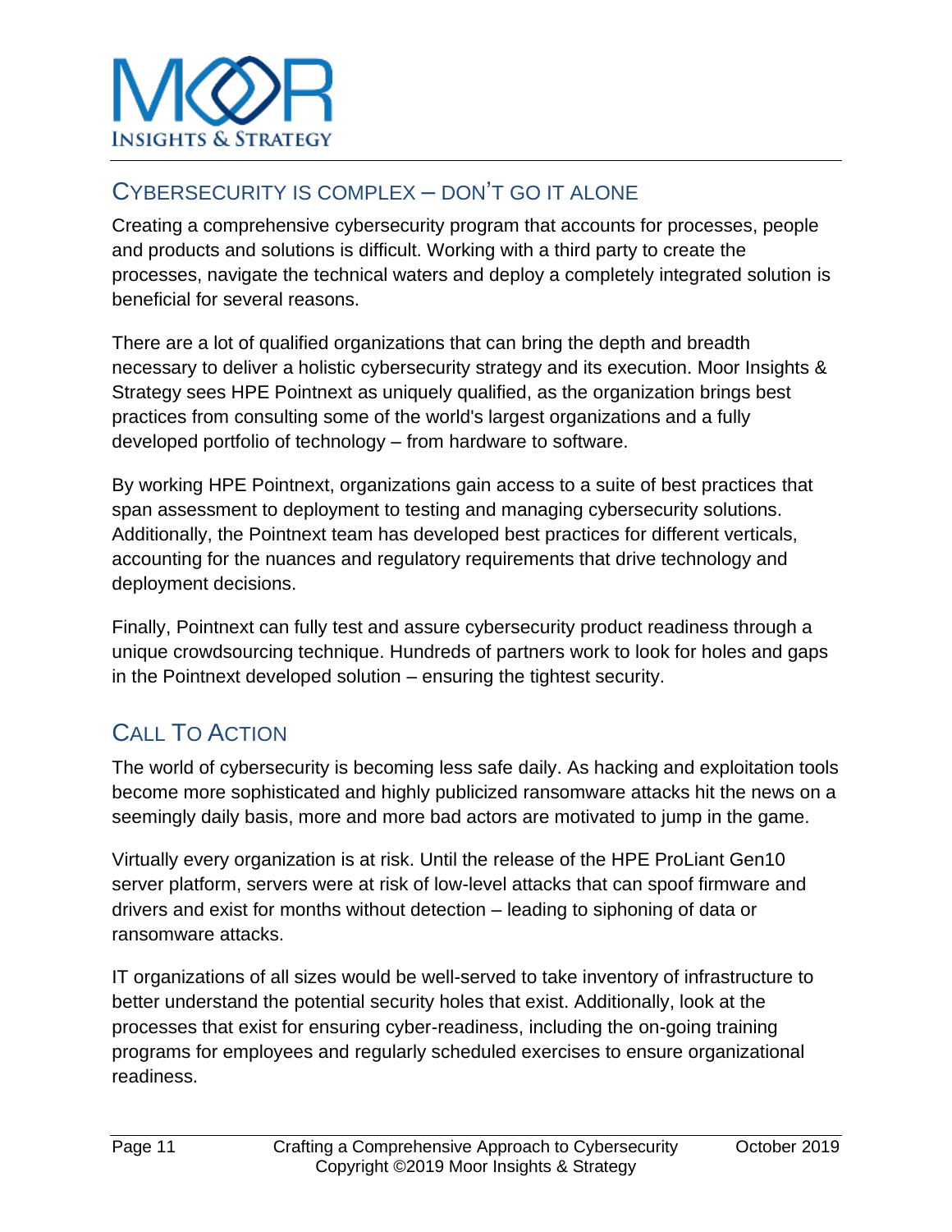## CYBERSECURITY IS COMPLEX – DON'T GO IT ALONE

Creating a comprehensive cybersecurity program that accounts for processes, people and products and solutions is difficult. Working with a third party to create the processes, navigate the technical waters and deploy a completely integrated solution is beneficial for several reasons.

There are a lot of qualified organizations that can bring the depth and breadth necessary to deliver a holistic cybersecurity strategy and its execution. Moor Insights & Strategy sees HPE Pointnext as uniquely qualified, as the organization brings best practices from consulting some of the world's largest organizations and a fully developed portfolio of technology – from hardware to software.

By working HPE Pointnext, organizations gain access to a suite of best practices that span assessment to deployment to testing and managing cybersecurity solutions. Additionally, the Pointnext team has developed best practices for different verticals, accounting for the nuances and regulatory requirements that drive technology and deployment decisions.

Finally, Pointnext can fully test and assure cybersecurity product readiness through a unique crowdsourcing technique. Hundreds of partners work to look for holes and gaps in the Pointnext developed solution – ensuring the tightest security.

## CALL TO ACTION

The world of cybersecurity is becoming less safe daily. As hacking and exploitation tools become more sophisticated and highly publicized ransomware attacks hit the news on a seemingly daily basis, more and more bad actors are motivated to jump in the game.

Virtually every organization is at risk. Until the release of the HPE ProLiant Gen10 server platform, servers were at risk of low-level attacks that can spoof firmware and drivers and exist for months without detection – leading to siphoning of data or ransomware attacks.

IT organizations of all sizes would be well-served to take inventory of infrastructure to better understand the potential security holes that exist. Additionally, look at the processes that exist for ensuring cyber-readiness, including the on-going training programs for employees and regularly scheduled exercises to ensure organizational readiness.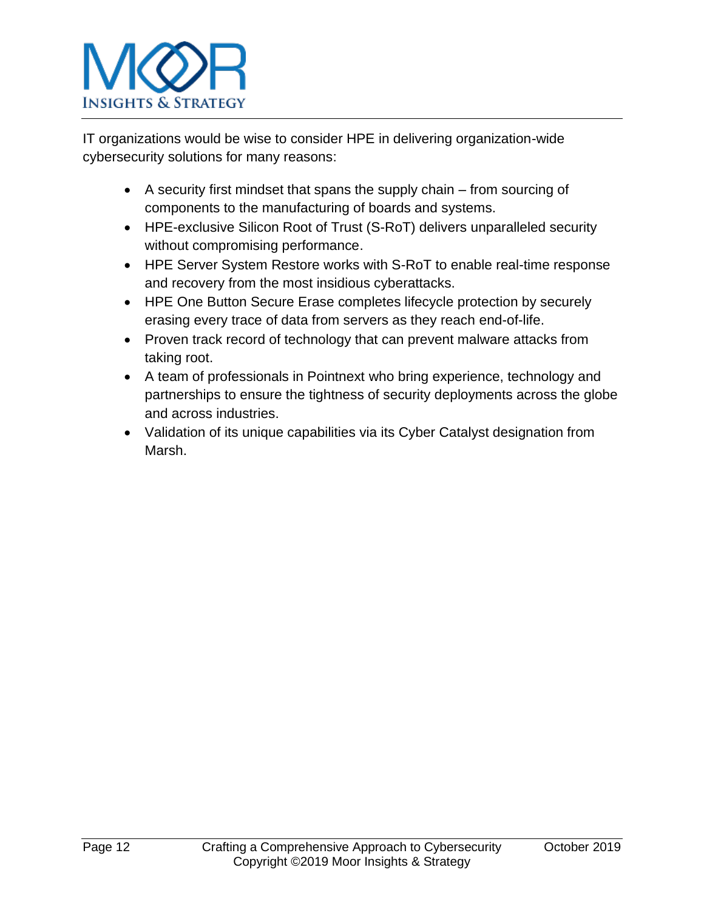IT organizations would be wise to consider HPE in delivering organization-wide cybersecurity solutions for many reasons:

- A security first mindset that spans the supply chain – from sourcing of components to the manufacturing of boards and systems.
- HPE-exclusive Silicon Root of Trust (S-RoT) delivers unparalleled security without compromising performance.
- HPE Server System Restore works with S-RoT to enable real-time response and recovery from the most insidious cyberattacks.
- HPE One Button Secure Erase completes lifecycle protection by securely erasing every trace of data from servers as they reach end-of-life.
- Proven track record of technology that can prevent malware attacks from taking root.
- A team of professionals in Pointnext who bring experience, technology and partnerships to ensure the tightness of security deployments across the globe and across industries.
- Validation of its unique capabilities via its Cyber Catalyst designation from Marsh.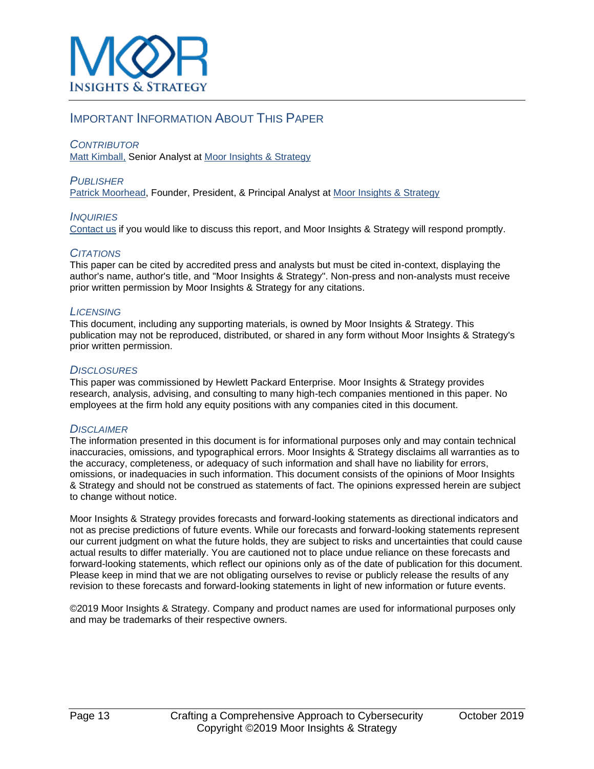## Important Information About This Paper

### *Contributor*

Matt Kimball, Senior Analyst at Moor Insights & Strategy

### *Publisher*

Patrick Moorhead, Founder, President, & Principal Analyst at Moor Insights & Strategy

### *Inquiries*

Contact us if you would like to discuss this report, and Moor Insights & Strategy will respond promptly.

### *Citations*

This paper can be cited by accredited press and analysts but must be cited in-context, displaying the author's name, author's title, and "Moor Insights & Strategy". Non-press and non-analysts must receive prior written permission by Moor Insights & Strategy for any citations.

### *Licensing*

This document, including any supporting materials, is owned by Moor Insights & Strategy. This publication may not be reproduced, distributed, or shared in any form without Moor Insights & Strategy's prior written permission.

### *Disclosures*

This paper was commissioned by Hewlett Packard Enterprise. Moor Insights & Strategy provides research, analysis, advising, and consulting to many high-tech companies mentioned in this paper. No employees at the firm hold any equity positions with any companies cited in this document.

### *Disclaimer*

The information presented in this document is for informational purposes only and may contain technical inaccuracies, omissions, and typographical errors. Moor Insights & Strategy disclaims all warranties as to the accuracy, completeness, or adequacy of such information and shall have no liability for errors, omissions, or inadequacies in such information. This document consists of the opinions of Moor Insights & Strategy and should not be construed as statements of fact. The opinions expressed herein are subject to change without notice.

Moor Insights & Strategy provides forecasts and forward-looking statements as directional indicators and not as precise predictions of future events. While our forecasts and forward-looking statements represent our current judgment on what the future holds, they are subject to risks and uncertainties that could cause actual results to differ materially. You are cautioned not to place undue reliance on these forecasts and forward-looking statements, which reflect our opinions only as of the date of publication for this document. Please keep in mind that we are not obligating ourselves to revise or publicly release the results of any revision to these forecasts and forward-looking statements in light of new information or future events.

©2019 Moor Insights & Strategy. Company and product names are used for informational purposes only and may be trademarks of their respective owners.